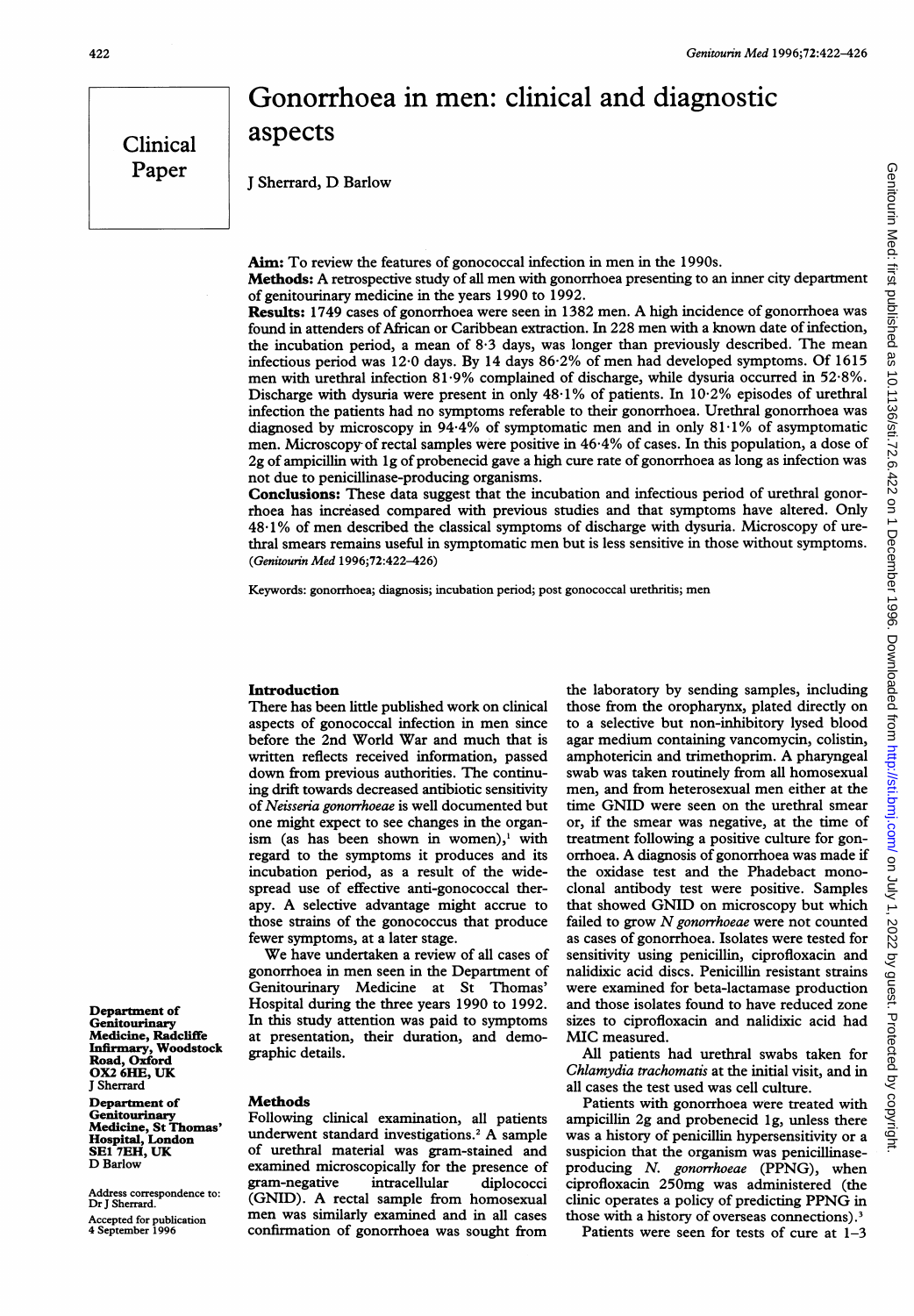Clinical Paper

# Gonorrhoea in men: clinical and diagnostic aspects

J Sherrard, D Barlow

**Aim:** To review the features of gonococcal infection in men in the 1990s.

**Methods:** A retrospective study of all men with gonorrhoea presenting to an inner city department of genitourinary medicine in the years 1990 to 1992.

**Results:** 1749 cases of gonorrhoea were seen in 1382 men. A high incidence of gonorrhoea was found in attenders of African or Caribbean extraction. In 228 men with a known date of infection, the incubation period, a mean of 8·3 days, was longer than previously described. The mean infectious period was 12·0 days. By 14 days 86·2% of men had developed symptoms. Of 1615 men with urethral infection 81·9% complained of discharge, while dysuria occurred in 52·8%. Discharge with dysuria were present in only 48·1% of patients. In 10·2% episodes of urethral infection the patients had no symptoms referable to their gonorrhoea. Urethral gonorrhoea was diagnosed by microscopy in 94·4% of symptomatic men and in only 81·1% of asymptomatic men. Microscopy of rectal samples were positive in 46·4% of cases. In this population, a dose of 2g of ampicillin with 1g of probenecid gave a high cure rate of gonorrhoea as long as infection was not due to penicillinase-producing organisms.

**Conclusions:** These data suggest that the incubation and infectious period of urethral gonorrhoea has increased compared with previous studies and that symptoms have altered. Only 48·1% of men described the classical symptoms of discharge with dysuria. Microscopy of urethral smears remains useful in symptomatic men but is less sensitive in those without symptoms.
(*Genitourin Med* 1996;72:422–426)

Keywords: gonorrhoea; diagnosis; incubation period; post gonococcal urethritis; men

## Introduction

There has been little published work on clinical aspects of gonococcal infection in men since before the 2nd World War and much that is written reflects received information, passed down from previous authorities. The continuing drift towards decreased antibiotic sensitivity of *Neisseria gonorrhoeae* is well documented but one might expect to see changes in the organism (as has been shown in women),[1] with regard to the symptoms it produces and its incubation period, as a result of the widespread use of effective anti-gonococcal therapy. A selective advantage might accrue to those strains of the gonococcus that produce fewer symptoms, at a later stage.

We have undertaken a review of all cases of gonorrhoea in men seen in the Department of Genitourinary Medicine at St Thomas' Hospital during the three years 1990 to 1992. In this study attention was paid to symptoms at presentation, their duration, and demographic details.

## Methods

Following clinical examination, all patients underwent standard investigations.[2] A sample of urethral material was gram-stained and examined microscopically for the presence of gram-negative intracellular diplococci (GNID). A rectal sample from homosexual men was similarly examined and in all cases confirmation of gonorrhoea was sought from the laboratory by sending samples, including those from the oropharynx, plated directly on to a selective but non-inhibitory lysed blood agar medium containing vancomycin, colistin, amphotericin and trimethoprim. A pharyngeal swab was taken routinely from all homosexual men, and from heterosexual men either at the time GNID were seen on the urethral smear or, if the smear was negative, at the time of treatment following a positive culture for gonorrhoea. A diagnosis of gonorrhoea was made if the oxidase test and the Phadebact monoclonal antibody test were positive. Samples that showed GNID on microscopy but which failed to grow *N gonorrhoeae* were not counted as cases of gonorrhoea. Isolates were tested for sensitivity using penicillin, ciprofloxacin and nalidixic acid discs. Penicillin resistant strains were examined for beta-lactamase production and those isolates found to have reduced zone sizes to ciprofloxacin and nalidixic acid had MIC measured.

All patients had urethral swabs taken for *Chlamydia trachomatis* at the initial visit, and in all cases the test used was cell culture.

Patients with gonorrhoea were treated with ampicillin 2g and probenecid 1g, unless there was a history of penicillin hypersensitivity or a suspicion that the organism was penicillinase-producing *N. gonorrhoeae* (PPNG), when ciprofloxacin 250mg was administered (the clinic operates a policy of predicting PPNG in those with a history of overseas connections).[3]

Patients were seen for tests of cure at 1–3

Department of Genitourinary Medicine, Radcliffe Infirmary, Woodstock Road, Oxford OX2 6HE, UK
J Sherrard

Department of Genitourinary Medicine, St Thomas' Hospital, London SE1 7EH, UK
D Barlow

Address correspondence to: Dr J Sherrard.

Accepted for publication 4 September 1996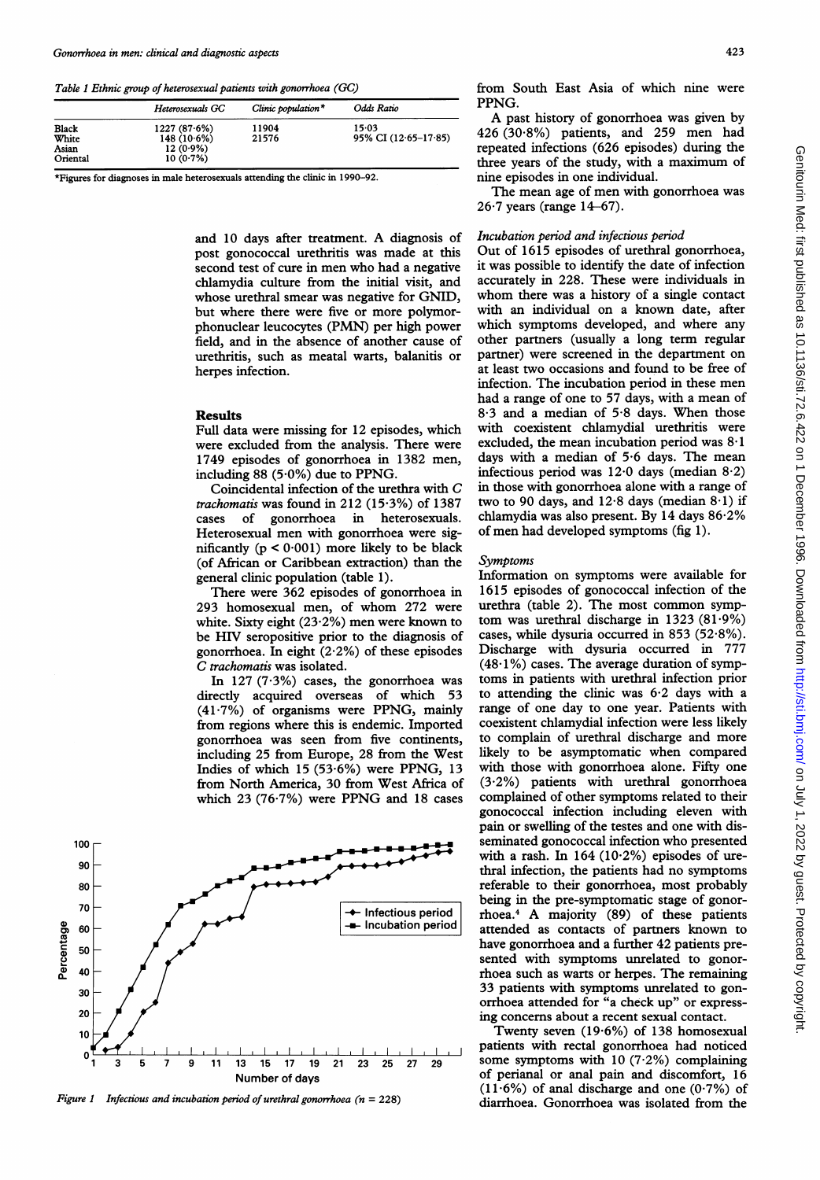Table 1 *Ethnic group of heterosexual patients with gonorrhoea (GC)*

| | Heterosexuals GC | Clinic population* | Odds Ratio |
|---|---|---|---|
| Black | 1227 (87·6%) | 11904 | 15·03 |
| White | 148 (10·6%) | 21576 | 95% CI (12·65–17·85) |
| Asian | 12 (0·9%) | | |
| Oriental | 10 (0·7%) | | |

*Figures for diagnoses in male heterosexuals attending the clinic in 1990–92.

and 10 days after treatment. A diagnosis of post gonococcal urethritis was made at this second test of cure in men who had a negative chlamydia culture from the initial visit, and whose urethral smear was negative for GNID, but where there were five or more polymorphonuclear leucocytes (PMN) per high power field, and in the absence of another cause of urethritis, such as meatal warts, balanitis or herpes infection.

## Results

Full data were missing for 12 episodes, which were excluded from the analysis. There were 1749 episodes of gonorrhoea in 1382 men, including 88 (5·0%) due to PPNG.

Coincidental infection of the urethra with *C trachomatis* was found in 212 (15·3%) of 1387 cases of gonorrhoea in heterosexuals. Heterosexual men with gonorrhoea were significantly ($p < 0.001$) more likely to be black (of African or Caribbean extraction) than the general clinic population (table 1).

There were 362 episodes of gonorrhoea in 293 homosexual men, of whom 272 were white. Sixty eight (23·2%) men were known to be HIV seropositive prior to the diagnosis of gonorrhoea. In eight (2·2%) of these episodes *C trachomatis* was isolated.

In 127 (7·3%) cases, the gonorrhoea was directly acquired overseas of which 53 (41·7%) of organisms were PPNG, mainly from regions where this is endemic. Imported gonorrhoea was seen from five continents, including 25 from Europe, 28 from the West Indies of which 15 (53·6%) were PPNG, 13 from North America, 30 from West Africa of which 23 (76·7%) were PPNG and 18 cases from South East Asia of which nine were PPNG.

A past history of gonorrhoea was given by 426 (30·8%) patients, and 259 men had repeated infections (626 episodes) during the three years of the study, with a maximum of nine episodes in one individual.

The mean age of men with gonorrhoea was 26·7 years (range 14–67).

*Figure 1 Infectious and incubation period of urethral gonorrhoea (n = 228)*

### *Incubation period and infectious period*

Out of 1615 episodes of urethral gonorrhoea, it was possible to identify the date of infection accurately in 228. These were individuals in whom there was a history of a single contact with an individual on a known date, after which symptoms developed, and where any other partners (usually a long term regular partner) were screened in the department on at least two occasions and found to be free of infection. The incubation period in these men had a range of one to 57 days, with a mean of 8·3 and a median of 5·8 days. When those with coexistent chlamydial urethritis were excluded, the mean incubation period was 8·1 days with a median of 5·6 days. The mean infectious period was 12·0 days (median 8·2) in those with gonorrhoea alone with a range of two to 90 days, and 12·8 days (median 8·1) if chlamydia was also present. By 14 days 86·2% of men had developed symptoms (fig 1).

### *Symptoms*

Information on symptoms were available for 1615 episodes of gonococcal infection of the urethra (table 2). The most common symptom was urethral discharge in 1323 (81·9%) cases, while dysuria occurred in 853 (52·8%). Discharge with dysuria occurred in 777 (48·1%) cases. The average duration of symptoms in patients with urethral infection prior to attending the clinic was 6·2 days with a range of one day to one year. Patients with coexistent chlamydial infection were less likely to complain of urethral discharge and more likely to be asymptomatic when compared with those with gonorrhoea alone. Fifty one (3·2%) patients with urethral gonorrhoea complained of other symptoms related to their gonococcal infection including eleven with pain or swelling of the testes and one with disseminated gonococcal infection who presented with a rash. In 164 (10·2%) episodes of urethral infection, the patients had no symptoms referable to their gonorrhoea, most probably being in the pre-symptomatic stage of gonorrhoea.[4] A majority (89) of these patients attended as contacts of partners known to have gonorrhoea and a further 42 patients presented with symptoms unrelated to gonorrhoea such as warts or herpes. The remaining 33 patients with symptoms unrelated to gonorrhoea attended for "a check up" or expressing concerns about a recent sexual contact.

Twenty seven (19·6%) of 138 homosexual patients with rectal gonorrhoea had noticed some symptoms with 10 (7·2%) complaining of perianal or anal pain and discomfort, 16 (11·6%) of anal discharge and one (0·7%) of diarrhoea. Gonorrhoea was isolated from the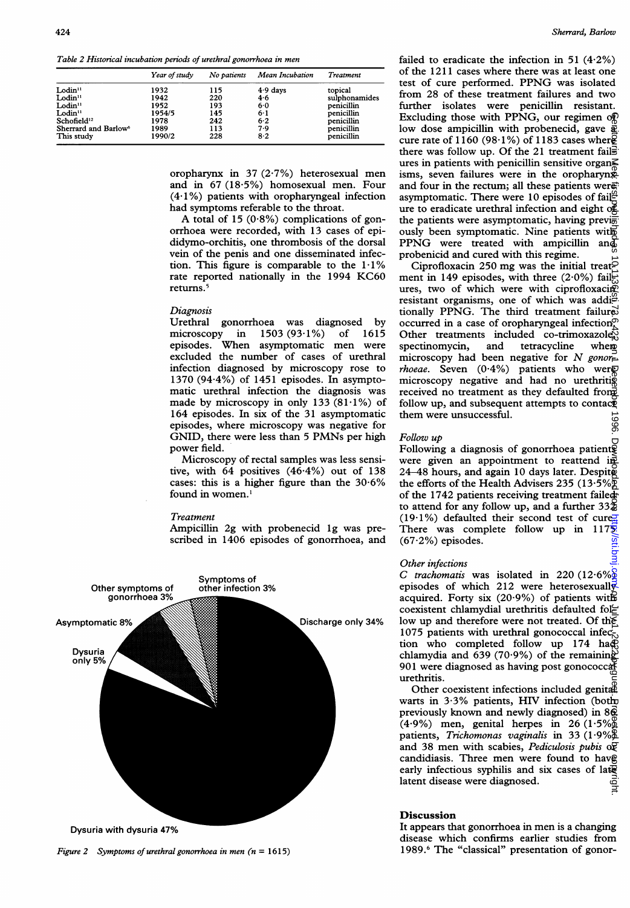Table 2 Historical incubation periods of urethral gonorrhoea in men

| | Year of study | No patients | Mean Incubation | Treatment |
|---|---|---|---|---|
| Lodin[11] | 1932 | 115 | 4·9 days | topical |
| Lodin[11] | 1942 | 220 | 4·6 | sulphonamides |
| Lodin[11] | 1952 | 193 | 6·0 | penicillin |
| Lodin[11] | 1954/5 | 145 | 6·1 | penicillin |
| Schofield[12] | 1978 | 242 | 6·2 | penicillin |
| Sherrard and Barlow[6] | 1989 | 113 | 7·9 | penicillin |
| This study | 1990/2 | 228 | 8·2 | penicillin |

oropharynx in 37 (2·7%) heterosexual men and in 67 (18·5%) homosexual men. Four (4·1%) patients with oropharyngeal infection had symptoms referable to the throat.

A total of 15 (0·8%) complications of gonorrhoea were recorded, with 13 cases of epididymo-orchitis, one thrombosis of the dorsal vein of the penis and one disseminated infection. This figure is comparable to the 1·1% rate reported nationally in the 1994 KC60 returns.[5]

### Diagnosis

Urethral gonorrhoea was diagnosed by microscopy in 1503 (93·1%) of 1615 episodes. When asymptomatic men were excluded the number of cases of urethral infection diagnosed by microscopy rose to 1370 (94·4%) of 1451 episodes. In asymptomatic urethral infection the diagnosis was made by microscopy in only 133 (81·1%) of 164 episodes. In six of the 31 asymptomatic episodes, where microscopy was negative for GNID, there were less than 5 PMNs per high power field.

Microscopy of rectal samples was less sensitive, with 64 positives (46·4%) out of 138 cases: this is a higher figure than the 30·6% found in women.[1]

### Treatment

Ampicillin 2g with probenecid 1g was prescribed in 1406 episodes of gonorrhoea, and failed to eradicate the infection in 51 (4·2%) of the 1211 cases where there was at least one test of cure performed. PPNG was isolated from 28 of these treatment failures and two further isolates were penicillin resistant. Excluding those with PPNG, our regimen of low dose ampicillin with probenecid, gave a cure rate of 1160 (98·1%) of 1183 cases where there was follow up. Of the 21 treatment failures in patients with penicillin sensitive organisms, seven failures were in the oropharynx and four in the rectum; all these patients were asymptomatic. There were 10 episodes of failure to eradicate urethral infection and eight of the patients were asymptomatic, having previously been symptomatic. Nine patients with PPNG were treated with ampicillin and probenicid and cured with this regime.

Ciprofloxacin 250 mg was the initial treatment in 149 episodes, with three (2·0%) failures, two of which were with ciprofloxacin resistant organisms, one of which was additionally PPNG. The third treatment failure occurred in a case of oropharyngeal infection. Other treatments included co-trimoxazole, spectinomycin, and tetracycline when microscopy had been negative for *N gonorrhoeae*. Seven (0·4%) patients who were microscopy negative and had no urethritis received no treatment as they defaulted from follow up, and subsequent attempts to contact them were unsuccessful.

### Follow up

Following a diagnosis of gonorrhoea patients were given an appointment to reattend in 24–48 hours, and again 10 days later. Despite the efforts of the Health Advisers 235 (13·5%) of the 1742 patients receiving treatment failed to attend for any follow up, and a further 332 (19·1%) defaulted their second test of cure. There was complete follow up in 1175 (67·2%) episodes.

### Other infections

*C trachomatis* was isolated in 220 (12·6%) episodes of which 212 were heterosexually acquired. Forty six (20·9%) of patients with coexistent chlamydial urethritis defaulted follow up and therefore were not treated. Of the 1075 patients with urethral gonococcal infection who completed follow up 174 had chlamydia and 639 (70·9%) of the remaining 901 were diagnosed as having post gonococcal urethritis.

Other coexistent infections included genital warts in 3·3% patients, HIV infection (both previously known and newly diagnosed) in 86 (4·9%) men, genital herpes in 26 (1·5%) patients, *Trichomonas vaginalis* in 33 (1·9%) and 38 men with scabies, *Pediculosis pubis* or candidiasis. Three men were found to have early infectious syphilis and six cases of late latent disease were diagnosed.

Figure 2 Symptoms of urethral gonorrhoea in men (n = 1615)

## Discussion

It appears that gonorrhoea in men is a changing disease which confirms earlier studies from 1989.[6] The "classical" presentation of gonor-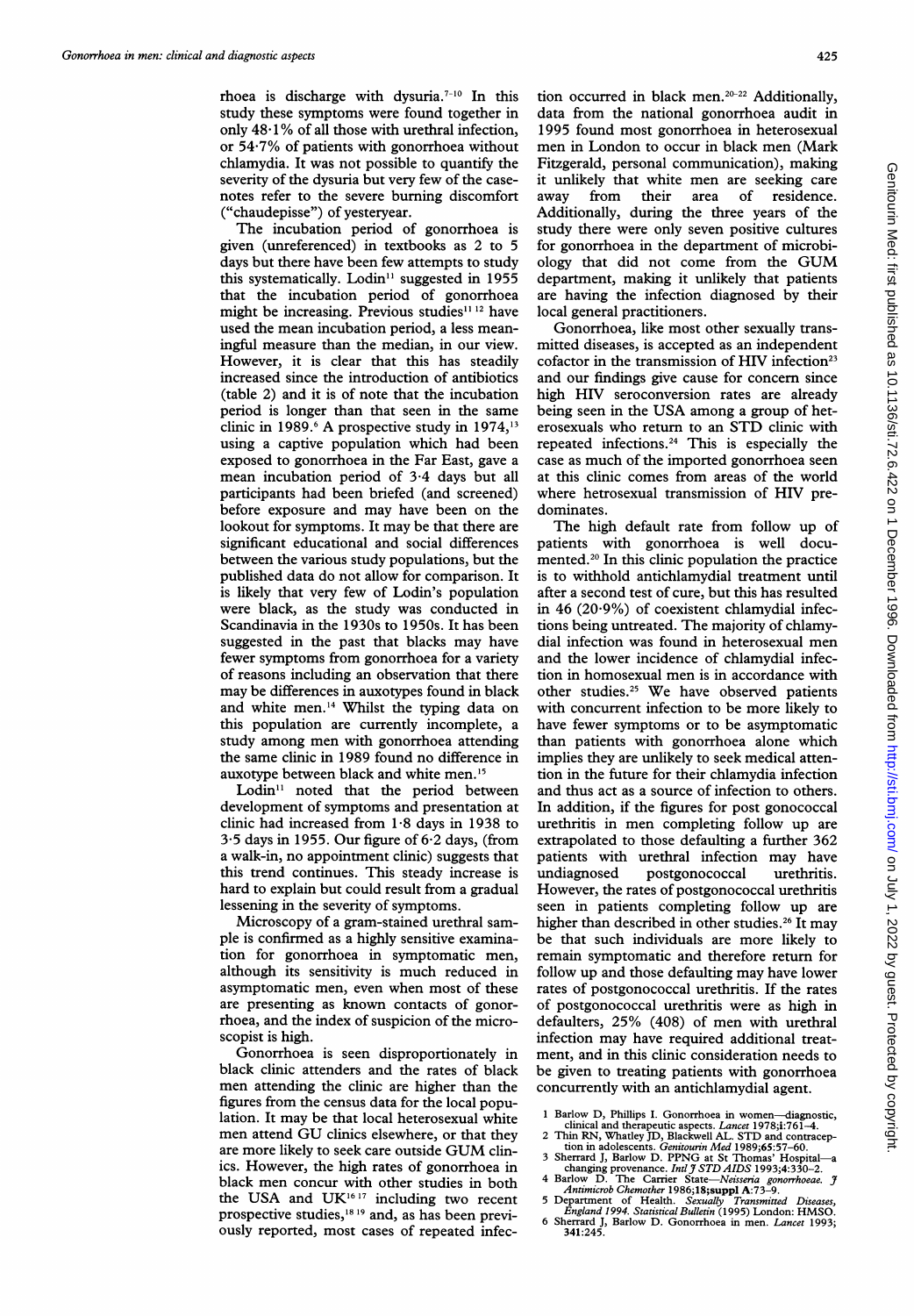rhoea is discharge with dysuria.[7-10] In this study these symptoms were found together in only 48·1% of all those with urethral infection, or 54·7% of patients with gonorrhoea without chlamydia. It was not possible to quantify the severity of the dysuria but very few of the case-notes refer to the severe burning discomfort ("chaudepisse") of yesteryear.

The incubation period of gonorrhoea is given (unreferenced) in textbooks as 2 to 5 days but there have been few attempts to study this systematically. Lodin[11] suggested in 1955 that the incubation period of gonorrhoea might be increasing. Previous studies[11 12] have used the mean incubation period, a less meaningful measure than the median, in our view. However, it is clear that this has steadily increased since the introduction of antibiotics (table 2) and it is of note that the incubation period is longer than that seen in the same clinic in 1989.[6] A prospective study in 1974,[13] using a captive population which had been exposed to gonorrhoea in the Far East, gave a mean incubation period of 3·4 days but all participants had been briefed (and screened) before exposure and may have been on the lookout for symptoms. It may be that there are significant educational and social differences between the various study populations, but the published data do not allow for comparison. It is likely that very few of Lodin's population were black, as the study was conducted in Scandinavia in the 1930s to 1950s. It has been suggested in the past that blacks may have fewer symptoms from gonorrhoea for a variety of reasons including an observation that there may be differences in auxotypes found in black and white men.[14] Whilst the typing data on this population are currently incomplete, a study among men with gonorrhoea attending the same clinic in 1989 found no difference in auxotype between black and white men.[15]

Lodin[11] noted that the period between development of symptoms and presentation at clinic had increased from 1·8 days in 1938 to 3·5 days in 1955. Our figure of 6·2 days, (from a walk-in, no appointment clinic) suggests that this trend continues. This steady increase is hard to explain but could result from a gradual lessening in the severity of symptoms.

Microscopy of a gram-stained urethral sample is confirmed as a highly sensitive examination for gonorrhoea in symptomatic men, although its sensitivity is much reduced in asymptomatic men, even when most of these are presenting as known contacts of gonorrhoea, and the index of suspicion of the microscopist is high.

Gonorrhoea is seen disproportionately in black clinic attenders and the rates of black men attending the clinic are higher than the figures from the census data for the local population. It may be that local heterosexual white men attend GU clinics elsewhere, or that they are more likely to seek care outside GUM clinics. However, the high rates of gonorrhoea in black men concur with other studies in both the USA and UK[16 17] including two recent prospective studies,[18 19] and, as has been previously reported, most cases of repeated infection occurred in black men.[20-22] Additionally, data from the national gonorrhoea audit in 1995 found most gonorrhoea in heterosexual men in London to occur in black men (Mark Fitzgerald, personal communication), making it unlikely that white men are seeking care away from their area of residence. Additionally, during the three years of the study there were only seven positive cultures for gonorrhoea in the department of microbiology that did not come from the GUM department, making it unlikely that patients are having the infection diagnosed by their local general practitioners.

Gonorrhoea, like most other sexually transmitted diseases, is accepted as an independent cofactor in the transmission of HIV infection[23] and our findings give cause for concern since high HIV seroconversion rates are already being seen in the USA among a group of heterosexuals who return to an STD clinic with repeated infections.[24] This is especially the case as much of the imported gonorrhoea seen at this clinic comes from areas of the world where hetrosexual transmission of HIV predominates.

The high default rate from follow up of patients with gonorrhoea is well documented.[20] In this clinic population the practice is to withhold antichlamydial treatment until after a second test of cure, but this has resulted in 46 (20·9%) of coexistent chlamydial infections being untreated. The majority of chlamydial infection was found in heterosexual men and the lower incidence of chlamydial infection in homosexual men is in accordance with other studies.[25] We have observed patients with concurrent infection to be more likely to have fewer symptoms or to be asymptomatic than patients with gonorrhoea alone which implies they are unlikely to seek medical attention in the future for their chlamydia infection and thus act as a source of infection to others. In addition, if the figures for post gonococcal urethritis in men completing follow up are extrapolated to those defaulting a further 362 patients with urethral infection may have undiagnosed postgonococcal urethritis. However, the rates of postgonococcal urethritis seen in patients completing follow up are higher than described in other studies.[26] It may be that such individuals are more likely to remain symptomatic and therefore return for follow up and those defaulting may have lower rates of postgonococcal urethritis. If the rates of postgonococcal urethritis were as high in defaulters, 25% (408) of men with urethral infection may have required additional treatment, and in this clinic consideration needs to be given to treating patients with gonorrhoea concurrently with an antichlamydial agent.

1 Barlow D, Phillips I. Gonorrhoea in women—diagnostic, clinical and therapeutic aspects. *Lancet* 1978;i:761–4.
2 Thin RN, Whatley JD, Blackwell AL. STD and contraception in adolescents. *Genitourin Med* 1989;65:57–60.
3 Sherrard J, Barlow D. PPNG at St Thomas' Hospital—a changing provenance. *Intl J STD AIDS* 1993;4:330–2.
4 Barlow D. The Carrier State—*Neisseria gonorrhoeae*. *J Antimicrob Chemother* 1986;18;suppl A:73–9.
5 Department of Health. *Sexually Transmitted Diseases, England 1994. Statistical Bulletin* (1995) London: HMSO.
6 Sherrard J, Barlow D. Gonorrhoea in men. *Lancet* 1993; 341:245.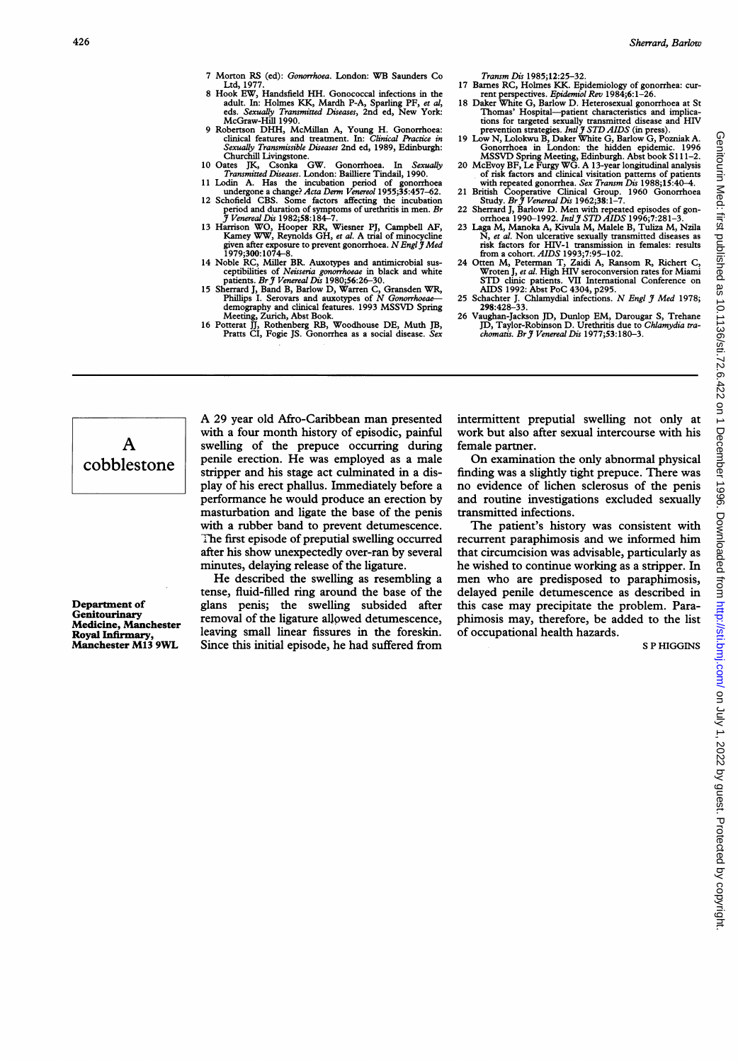7 Morton RS (ed): *Gonorrhoea*. London: WB Saunders Co Ltd, 1977.
8 Hook EW, Handsfield HH. Gonococcal infections in the adult. In: Holmes KK, Mardh P-A, Sparling PF, *et al*, eds. *Sexually Transmitted Diseases*, 2nd ed, New York: McGraw-Hill 1990.
9 Robertson DHH, McMillan A, Young H. Gonorrhoea: clinical features and treatment. In: *Clinical Practice in Sexually Transmissible Diseases* 2nd ed, 1989, Edinburgh: Churchill Livingstone.
10 Oates JK, Csonka GW. Gonorrhoea. In *Sexually Transmitted Diseases*. London: Bailliere Tindail, 1990.
11 Lodin A. Has the incubation period of gonorrhoea undergone a change? *Acta Derm Venereol* 1955;35:457–62.
12 Schofield CBS. Some factors affecting the incubation period and duration of symptoms of urethritis in men. *Br J Venereal Dis* 1982;58:184–7.
13 Harrison WO, Hooper RR, Wiesner PJ, Campbell AF, Kamey WW, Reynolds GH, *et al*. A trial of minocycline given after exposure to prevent gonorrhoea. *N Engl J Med* 1979;300:1074–8.
14 Noble RC, Miller BR. Auxotypes and antimicrobial susceptibilities of *Neisseria gonorrhoeae* in black and white patients. *Br J Venereal Dis* 1980;56:26–30.
15 Sherrard J, Band B, Barlow D, Warren C, Gransden WR, Phillips I. Serovars and auxotypes of *N Gonorrhoeae*—demography and clinical features. 1993 MSSVD Spring Meeting, Zurich, Abst Book.
16 Potterat JJ, Rothenberg RB, Woodhouse DE, Muth JB, Pratts CI, Fogie JS. Gonorrhea as a social disease. *Sex Transm Dis* 1985;12:25–32.
17 Barnes RC, Holmes KK. Epidemiology of gonorrhea: current perspectives. *Epidemiol Rev* 1984;6:1–26.
18 Daker White G, Barlow D. Heterosexual gonorrhoea at St Thomas' Hospital—patient characteristics and implications for targeted sexually transmitted disease and HIV prevention strategies. *Intl J STD AIDS* (in press).
19 Low N, Lolokwu B, Daker White G, Barlow G, Pozniak A. Gonorrhoea in London: the hidden epidemic. 1996 MSSVD Spring Meeting, Edinburgh. Abst book S111–2.
20 McEvoy BF, Le Furgy WG. A 13-year longitudinal analysis of risk factors and clinical visitation patterns of patients with repeated gonorrhea. *Sex Transm Dis* 1988;15:40–4.
21 British Cooperative Clinical Group. 1960 Gonorrhoea Study. *Br J Venereal Dis* 1962;38:1–7.
22 Sherrard J, Barlow D. Men with repeated episodes of gonorrhoea 1990–1992. *Intl J STD AIDS* 1996;7:281–3.
23 Laga M, Manoka A, Kivula M, Malele B, Tuliza M, Nzila N, *et al*. Non ulcerative sexually transmitted diseases as risk factors for HIV-1 transmission in females: results from a cohort. *AIDS* 1993;7:95–102.
24 Otten M, Peterman T, Zaidi A, Ransom R, Richert C, Wroten J, *et al*. High HIV seroconversion rates for Miami STD clinic patients. VII International Conference on AIDS 1992: Abst PoC 4304, p295.
25 Schachter J. Chlamydial infections. *N Engl J Med* 1978; 298:428–33.
26 Vaughan-Jackson JD, Dunlop EM, Darougar S, Trehane JD, Taylor-Robinson D. Urethritis due to *Chlamydia trachomatis*. *Br J Venereal Dis* 1977;53:180–3.

# A cobblestone

A 29 year old Afro-Caribbean man presented with a four month history of episodic, painful swelling of the prepuce occurring during penile erection. He was employed as a male stripper and his stage act culminated in a display of his erect phallus. Immediately before a performance he would produce an erection by masturbation and ligate the base of the penis with a rubber band to prevent detumescence. The first episode of preputial swelling occurred after his show unexpectedly over-ran by several minutes, delaying release of the ligature.

He described the swelling as resembling a tense, fluid-filled ring around the base of the glans penis; the swelling subsided after removal of the ligature allowed detumescence, leaving small linear fissures in the foreskin. Since this initial episode, he had suffered from intermittent preputial swelling not only at work but also after sexual intercourse with his female partner.

On examination the only abnormal physical finding was a slightly tight prepuce. There was no evidence of lichen sclerosus of the penis and routine investigations excluded sexually transmitted infections.

The patient's history was consistent with recurrent paraphimosis and we informed him that circumcision was advisable, particularly as he wished to continue working as a stripper. In men who are predisposed to paraphimosis, delayed penile detumescence as described in this case may precipitate the problem. Paraphimosis may, therefore, be added to the list of occupational health hazards.

S P HIGGINS

Department of Genitourinary Medicine, Manchester Royal Infirmary, Manchester M13 9WL